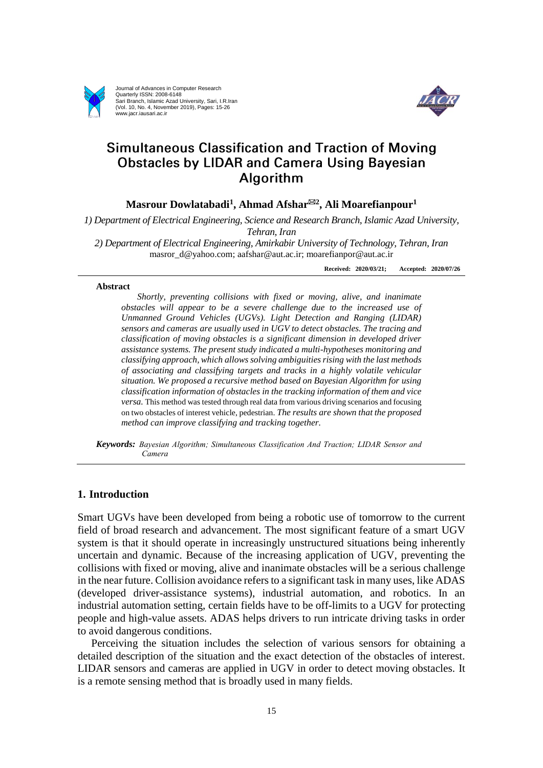# Simultaneous Classification and Traction of Moving Obstacles by LIDAR and Camera Using Bayesian Algorithm

**Masrour Dowlatabadi[1], Ahmad Afshar[✉2], Ali Moarefianpour[1]**

*1) Department of Electrical Engineering, Science and Research Branch, Islamic Azad University, Tehran, Iran*

*2) Department of Electrical Engineering, Amirkabir University of Technology, Tehran, Iran*

masror_d@yahoo.com; aafshar@aut.ac.ir; moarefianpor@aut.ac.ir

**Received: 2020/03/21; Accepted: 2020/07/26**

**Abstract**

*Shortly, preventing collisions with fixed or moving, alive, and inanimate obstacles will appear to be a severe challenge due to the increased use of Unmanned Ground Vehicles (UGVs). Light Detection and Ranging (LIDAR) sensors and cameras are usually used in UGV to detect obstacles. The tracing and classification of moving obstacles is a significant dimension in developed driver assistance systems. The present study indicated a multi-hypotheses monitoring and classifying approach, which allows solving ambiguities rising with the last methods of associating and classifying targets and tracks in a highly volatile vehicular situation. We proposed a recursive method based on Bayesian Algorithm for using classification information of obstacles in the tracking information of them and vice versa.* This method was tested through real data from various driving scenarios and focusing on two obstacles of interest vehicle, pedestrian. *The results are shown that the proposed method can improve classifying and tracking together.*

***Keywords:*** *Bayesian Algorithm; Simultaneous Classification And Traction; LIDAR Sensor and Camera*

## 1. Introduction

Smart UGVs have been developed from being a robotic use of tomorrow to the current field of broad research and advancement. The most significant feature of a smart UGV system is that it should operate in increasingly unstructured situations being inherently uncertain and dynamic. Because of the increasing application of UGV, preventing the collisions with fixed or moving, alive and inanimate obstacles will be a serious challenge in the near future. Collision avoidance refers to a significant task in many uses, like ADAS (developed driver-assistance systems), industrial automation, and robotics. In an industrial automation setting, certain fields have to be off-limits to a UGV for protecting people and high-value assets. ADAS helps drivers to run intricate driving tasks in order to avoid dangerous conditions.

Perceiving the situation includes the selection of various sensors for obtaining a detailed description of the situation and the exact detection of the obstacles of interest. LIDAR sensors and cameras are applied in UGV in order to detect moving obstacles. It is a remote sensing method that is broadly used in many fields.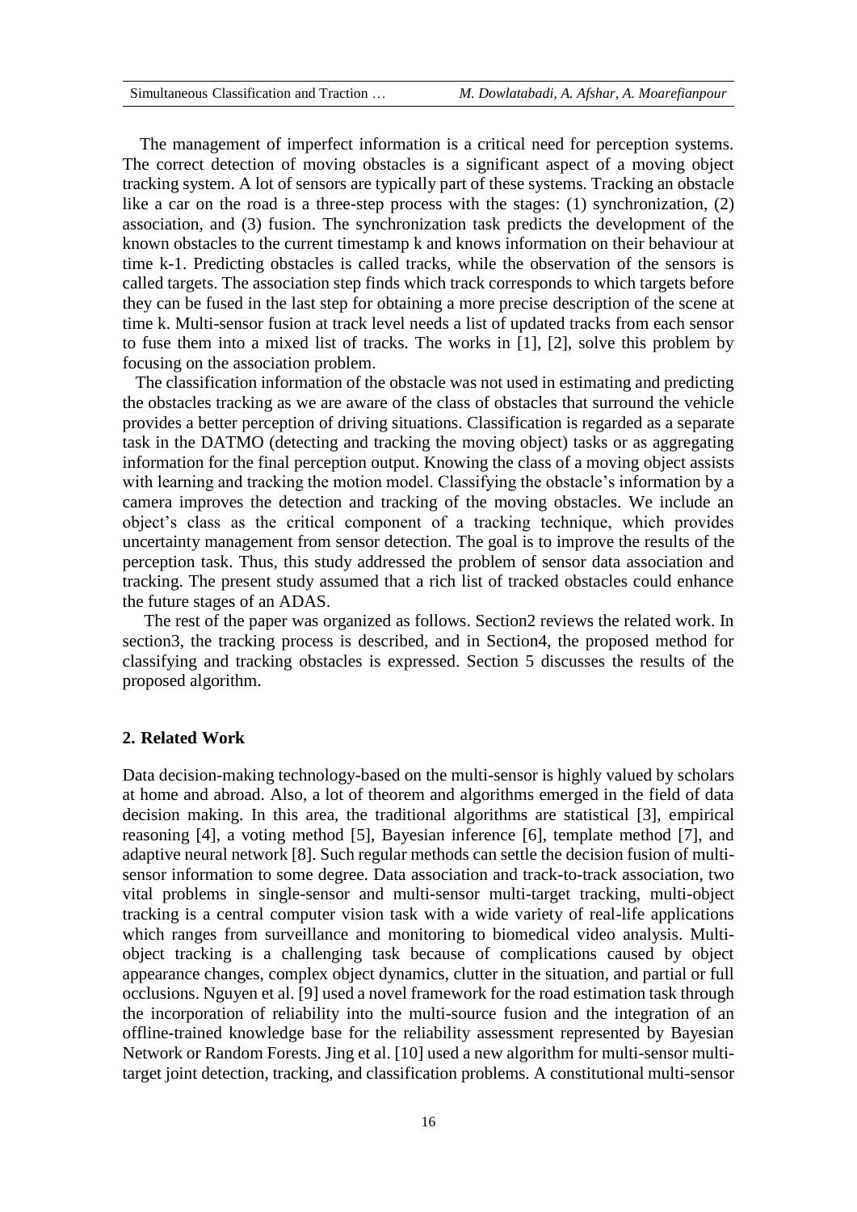The management of imperfect information is a critical need for perception systems. The correct detection of moving obstacles is a significant aspect of a moving object tracking system. A lot of sensors are typically part of these systems. Tracking an obstacle like a car on the road is a three-step process with the stages: (1) synchronization, (2) association, and (3) fusion. The synchronization task predicts the development of the known obstacles to the current timestamp k and knows information on their behaviour at time k-1. Predicting obstacles is called tracks, while the observation of the sensors is called targets. The association step finds which track corresponds to which targets before they can be fused in the last step for obtaining a more precise description of the scene at time k. Multi-sensor fusion at track level needs a list of updated tracks from each sensor to fuse them into a mixed list of tracks. The works in [1], [2], solve this problem by focusing on the association problem.

The classification information of the obstacle was not used in estimating and predicting the obstacles tracking as we are aware of the class of obstacles that surround the vehicle provides a better perception of driving situations. Classification is regarded as a separate task in the DATMO (detecting and tracking the moving object) tasks or as aggregating information for the final perception output. Knowing the class of a moving object assists with learning and tracking the motion model. Classifying the obstacle's information by a camera improves the detection and tracking of the moving obstacles. We include an object's class as the critical component of a tracking technique, which provides uncertainty management from sensor detection. The goal is to improve the results of the perception task. Thus, this study addressed the problem of sensor data association and tracking. The present study assumed that a rich list of tracked obstacles could enhance the future stages of an ADAS.

The rest of the paper was organized as follows. Section2 reviews the related work. In section3, the tracking process is described, and in Section4, the proposed method for classifying and tracking obstacles is expressed. Section 5 discusses the results of the proposed algorithm.

## 2. Related Work

Data decision-making technology-based on the multi-sensor is highly valued by scholars at home and abroad. Also, a lot of theorem and algorithms emerged in the field of data decision making. In this area, the traditional algorithms are statistical [3], empirical reasoning [4], a voting method [5], Bayesian inference [6], template method [7], and adaptive neural network [8]. Such regular methods can settle the decision fusion of multi-sensor information to some degree. Data association and track-to-track association, two vital problems in single-sensor and multi-sensor multi-target tracking, multi-object tracking is a central computer vision task with a wide variety of real-life applications which ranges from surveillance and monitoring to biomedical video analysis. Multi-object tracking is a challenging task because of complications caused by object appearance changes, complex object dynamics, clutter in the situation, and partial or full occlusions. Nguyen et al. [9] used a novel framework for the road estimation task through the incorporation of reliability into the multi-source fusion and the integration of an offline-trained knowledge base for the reliability assessment represented by Bayesian Network or Random Forests. Jing et al. [10] used a new algorithm for multi-sensor multi-target joint detection, tracking, and classification problems. A constitutional multi-sensor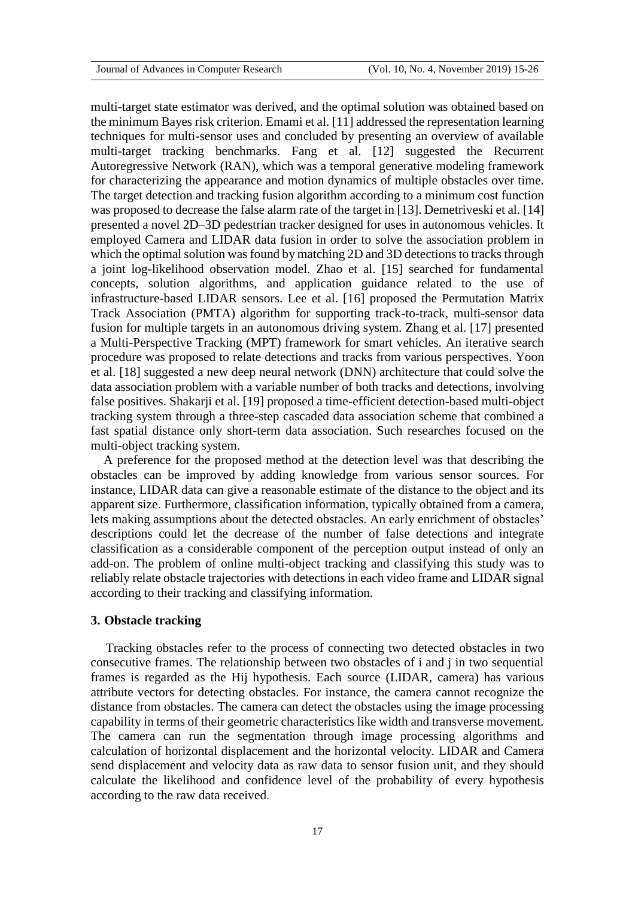multi-target state estimator was derived, and the optimal solution was obtained based on the minimum Bayes risk criterion. Emami et al. [11] addressed the representation learning techniques for multi-sensor uses and concluded by presenting an overview of available multi-target tracking benchmarks. Fang et al. [12] suggested the Recurrent Autoregressive Network (RAN), which was a temporal generative modeling framework for characterizing the appearance and motion dynamics of multiple obstacles over time. The target detection and tracking fusion algorithm according to a minimum cost function was proposed to decrease the false alarm rate of the target in [13]. Demetriveski et al. [14] presented a novel 2D–3D pedestrian tracker designed for uses in autonomous vehicles. It employed Camera and LIDAR data fusion in order to solve the association problem in which the optimal solution was found by matching 2D and 3D detections to tracks through a joint log-likelihood observation model. Zhao et al. [15] searched for fundamental concepts, solution algorithms, and application guidance related to the use of infrastructure-based LIDAR sensors. Lee et al. [16] proposed the Permutation Matrix Track Association (PMTA) algorithm for supporting track-to-track, multi-sensor data fusion for multiple targets in an autonomous driving system. Zhang et al. [17] presented a Multi-Perspective Tracking (MPT) framework for smart vehicles. An iterative search procedure was proposed to relate detections and tracks from various perspectives. Yoon et al. [18] suggested a new deep neural network (DNN) architecture that could solve the data association problem with a variable number of both tracks and detections, involving false positives. Shakarji et al. [19] proposed a time-efficient detection-based multi-object tracking system through a three-step cascaded data association scheme that combined a fast spatial distance only short-term data association. Such researches focused on the multi-object tracking system.

A preference for the proposed method at the detection level was that describing the obstacles can be improved by adding knowledge from various sensor sources. For instance, LIDAR data can give a reasonable estimate of the distance to the object and its apparent size. Furthermore, classification information, typically obtained from a camera, lets making assumptions about the detected obstacles. An early enrichment of obstacles' descriptions could let the decrease of the number of false detections and integrate classification as a considerable component of the perception output instead of only an add-on. The problem of online multi-object tracking and classifying this study was to reliably relate obstacle trajectories with detections in each video frame and LIDAR signal according to their tracking and classifying information.

## 3. Obstacle tracking

Tracking obstacles refer to the process of connecting two detected obstacles in two consecutive frames. The relationship between two obstacles of i and j in two sequential frames is regarded as the Hij hypothesis. Each source (LIDAR, camera) has various attribute vectors for detecting obstacles. For instance, the camera cannot recognize the distance from obstacles. The camera can detect the obstacles using the image processing capability in terms of their geometric characteristics like width and transverse movement. The camera can run the segmentation through image processing algorithms and calculation of horizontal displacement and the horizontal velocity. LIDAR and Camera send displacement and velocity data as raw data to sensor fusion unit, and they should calculate the likelihood and confidence level of the probability of every hypothesis according to the raw data received.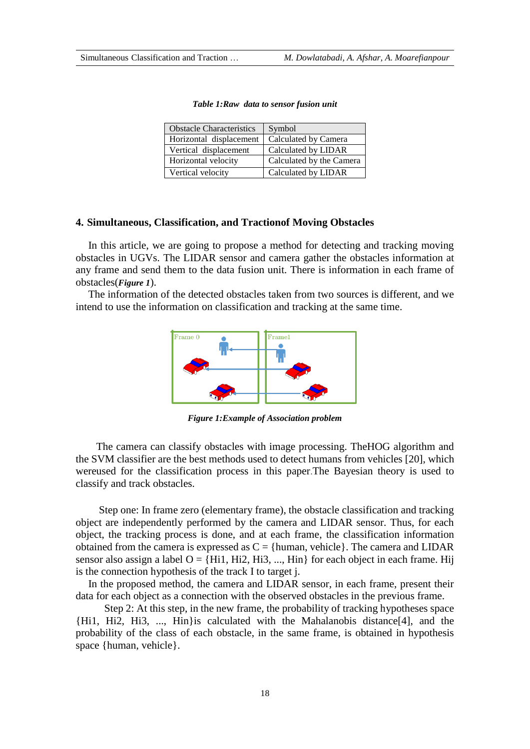***Table 1:Raw data to sensor fusion unit***

| Obstacle Characteristics | Symbol |
|---|---|
| Horizontal displacement | Calculated by Camera |
| Vertical displacement | Calculated by LIDAR |
| Horizontal velocity | Calculated by the Camera |
| Vertical velocity | Calculated by LIDAR |

## 4. Simultaneous, Classification, and Tractionof Moving Obstacles

In this article, we are going to propose a method for detecting and tracking moving obstacles in UGVs. The LIDAR sensor and camera gather the obstacles information at any frame and send them to the data fusion unit. There is information in each frame of obstacles(***Figure 1***).

The information of the detected obstacles taken from two sources is different, and we intend to use the information on classification and tracking at the same time.

***Figure 1:Example of Association problem***

The camera can classify obstacles with image processing. TheHOG algorithm and the SVM classifier are the best methods used to detect humans from vehicles [20], which wereused for the classification process in this paper.The Bayesian theory is used to classify and track obstacles.

Step one: In frame zero (elementary frame), the obstacle classification and tracking object are independently performed by the camera and LIDAR sensor. Thus, for each object, the tracking process is done, and at each frame, the classification information obtained from the camera is expressed as C = {human, vehicle}. The camera and LIDAR sensor also assign a label O = {Hi1, Hi2, Hi3, ..., Hin} for each object in each frame. Hij is the connection hypothesis of the track I to target j.

In the proposed method, the camera and LIDAR sensor, in each frame, present their data for each object as a connection with the observed obstacles in the previous frame.

Step 2: At this step, in the new frame, the probability of tracking hypotheses space {Hi1, Hi2, Hi3, ..., Hin}is calculated with the Mahalanobis distance[4], and the probability of the class of each obstacle, in the same frame, is obtained in hypothesis space {human, vehicle}.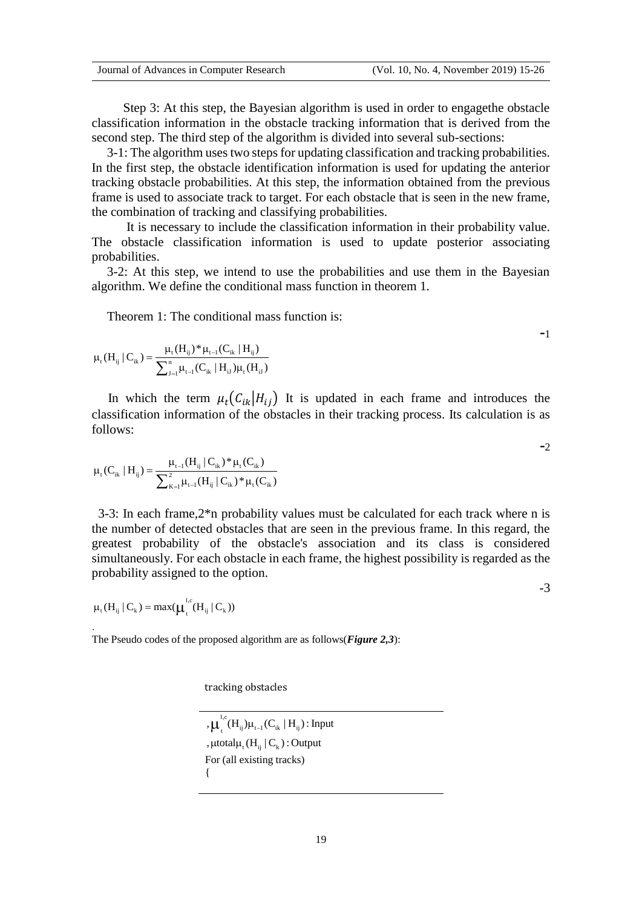Step 3: At this step, the Bayesian algorithm is used in order to engagethe obstacle classification information in the obstacle tracking information that is derived from the second step. The third step of the algorithm is divided into several sub-sections:

3-1: The algorithm uses two steps for updating classification and tracking probabilities. In the first step, the obstacle identification information is used for updating the anterior tracking obstacle probabilities. At this step, the information obtained from the previous frame is used to associate track to target. For each obstacle that is seen in the new frame, the combination of tracking and classifying probabilities.

It is necessary to include the classification information in their probability value. The obstacle classification information is used to update posterior associating probabilities.

3-2: At this step, we intend to use the probabilities and use them in the Bayesian algorithm. We define the conditional mass function in theorem 1.

Theorem 1: The conditional mass function is:

$$\mu_t(H_{ij} \mid C_{ik}) = \frac{\mu_t(H_{ij}) * \mu_{t-1}(C_{ik} \mid H_{ij})}{\sum_{J=1}^{n} \mu_{t-1}(C_{ik} \mid H_{iJ}) \mu_t(H_{iJ})} \qquad -1$$

In which the term $\mu_t(C_{ik}|H_{ij})$ It is updated in each frame and introduces the classification information of the obstacles in their tracking process. Its calculation is as follows:

$$\mu_t(C_{ik} \mid H_{ij}) = \frac{\mu_{t-1}(H_{ij} \mid C_{ik}) * \mu_t(C_{ik})}{\sum_{K=1}^{2} \mu_{t-1}(H_{ij} \mid C_{ik}) * \mu_t(C_{ik})} \qquad -2$$

3-3: In each frame,2*n probability values must be calculated for each track where n is the number of detected obstacles that are seen in the previous frame. In this regard, the greatest probability of the obstacle's association and its class is considered simultaneously. For each obstacle in each frame, the highest possibility is regarded as the probability assigned to the option.

$$\mu_t(H_{ij} \mid C_k) = \max(\mu_t^{l,c}(H_{ij} \mid C_k)) \qquad -3$$

The Pseudo codes of the proposed algorithm are as follows(***Figure 2,3***):

tracking obstacles

```
, μ_t^{l,c}(H_ij) μ_{t-1}(C_ik | H_ij) : Input
, μtotal μ_t(H_ij | C_k) : Output
For (all existing tracks)
{
```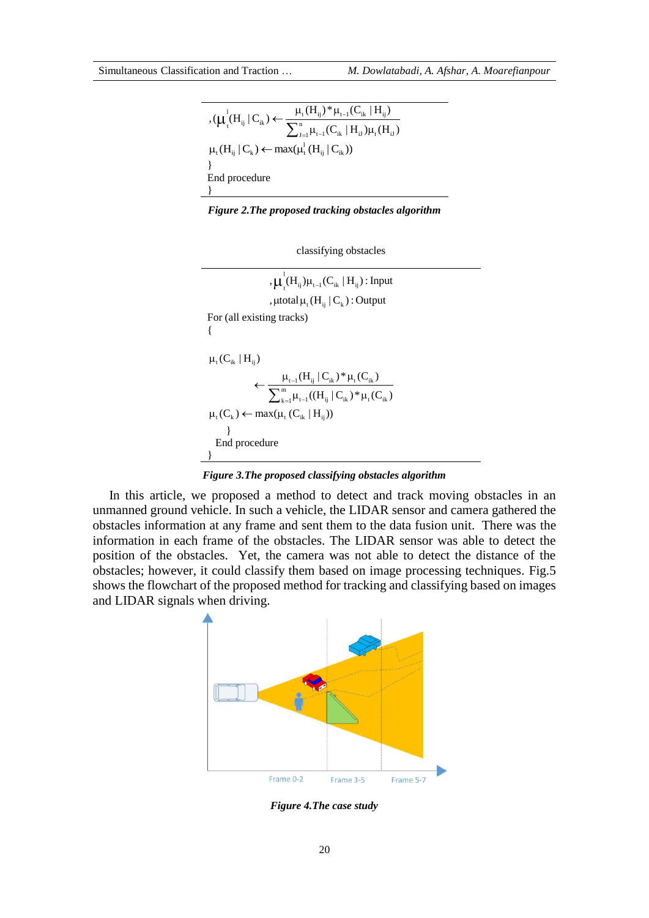$$,(\mu_t^l(H_{ij} \mid C_{ik}) \leftarrow \frac{\mu_t(H_{ij}) * \mu_{t-1}(C_{ik} \mid H_{ij})}{\sum_{J=1}^{n} \mu_{t-1}(C_{ik} \mid H_{iJ}) \mu_t(H_{iJ})}$$

$$\mu_t(H_{ij} \mid C_k) \leftarrow \max(\mu_t^l(H_{ij} \mid C_{ik}))$$

}

End procedure

}

***Figure 2.The proposed tracking obstacles algorithm***

classifying obstacles

$$,\mu_t^l(H_{ij})\mu_{t-1}(C_{ik} \mid H_{ij}) : \text{Input}$$

$$,\mu\text{total}\,\mu_t(H_{ij} \mid C_k) : \text{Output}$$

For (all existing tracks)

{

$$\mu_t(C_{ik} \mid H_{ij}) \leftarrow \frac{\mu_{t-1}(H_{ij} \mid C_{ik}) * \mu_t(C_{ik})}{\sum_{k=1}^{m} \mu_{t-1}((H_{ij} \mid C_{ik}) * \mu_t(C_{ik})}$$

$$\mu_t(C_k) \leftarrow \max(\mu_t(C_{ik} \mid H_{ij}))$$

}

End procedure

}

***Figure 3.The proposed classifying obstacles algorithm***

In this article, we proposed a method to detect and track moving obstacles in an unmanned ground vehicle. In such a vehicle, the LIDAR sensor and camera gathered the obstacles information at any frame and sent them to the data fusion unit. There was the information in each frame of the obstacles. The LIDAR sensor was able to detect the position of the obstacles. Yet, the camera was not able to detect the distance of the obstacles; however, it could classify them based on image processing techniques. Fig.5 shows the flowchart of the proposed method for tracking and classifying based on images and LIDAR signals when driving.

Frame 0-2 Frame 3-5 Frame 5-7

***Figure 4.The case study***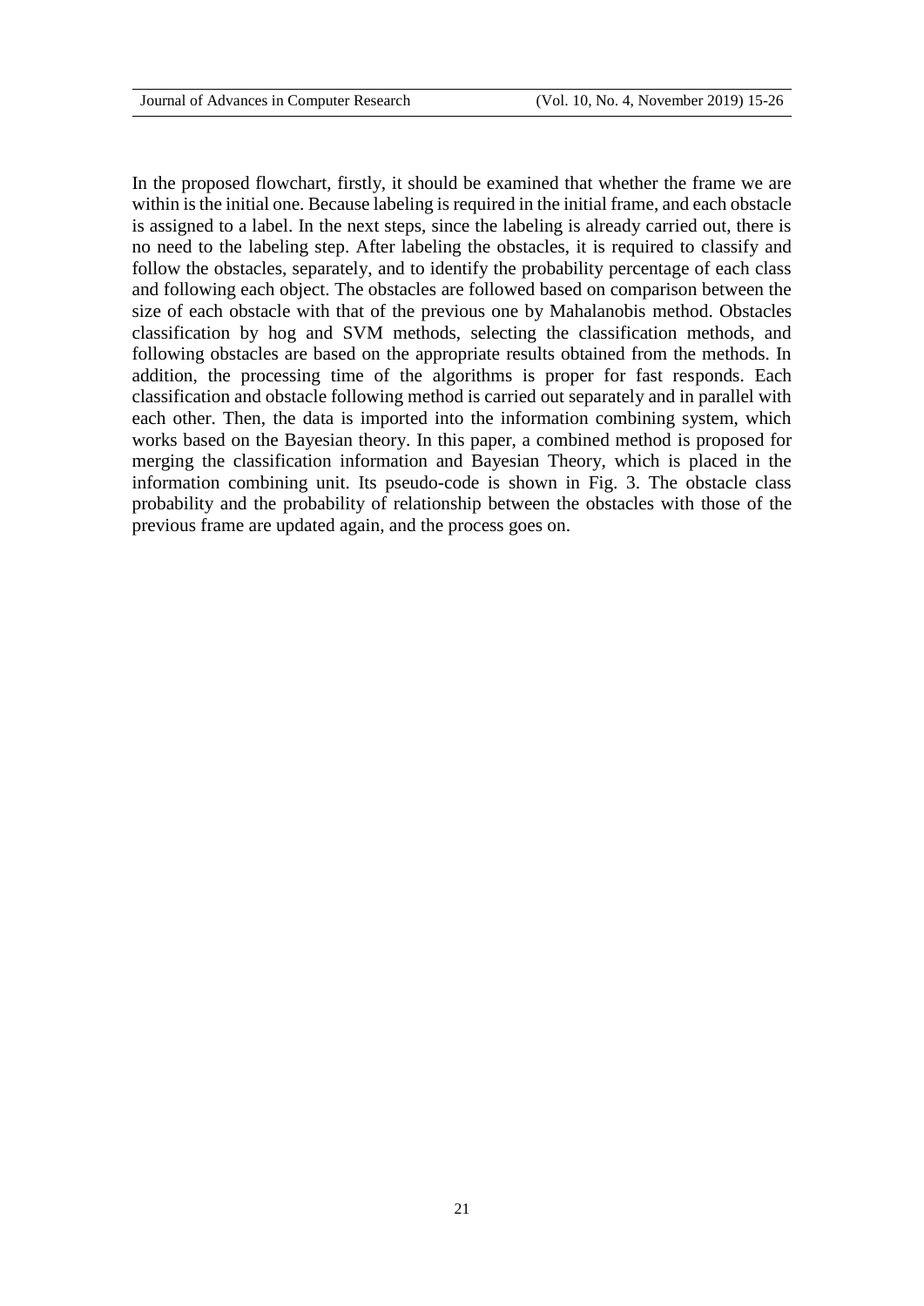In the proposed flowchart, firstly, it should be examined that whether the frame we are within is the initial one. Because labeling is required in the initial frame, and each obstacle is assigned to a label. In the next steps, since the labeling is already carried out, there is no need to the labeling step. After labeling the obstacles, it is required to classify and follow the obstacles, separately, and to identify the probability percentage of each class and following each object. The obstacles are followed based on comparison between the size of each obstacle with that of the previous one by Mahalanobis method. Obstacles classification by hog and SVM methods, selecting the classification methods, and following obstacles are based on the appropriate results obtained from the methods. In addition, the processing time of the algorithms is proper for fast responds. Each classification and obstacle following method is carried out separately and in parallel with each other. Then, the data is imported into the information combining system, which works based on the Bayesian theory. In this paper, a combined method is proposed for merging the classification information and Bayesian Theory, which is placed in the information combining unit. Its pseudo-code is shown in Fig. 3. The obstacle class probability and the probability of relationship between the obstacles with those of the previous frame are updated again, and the process goes on.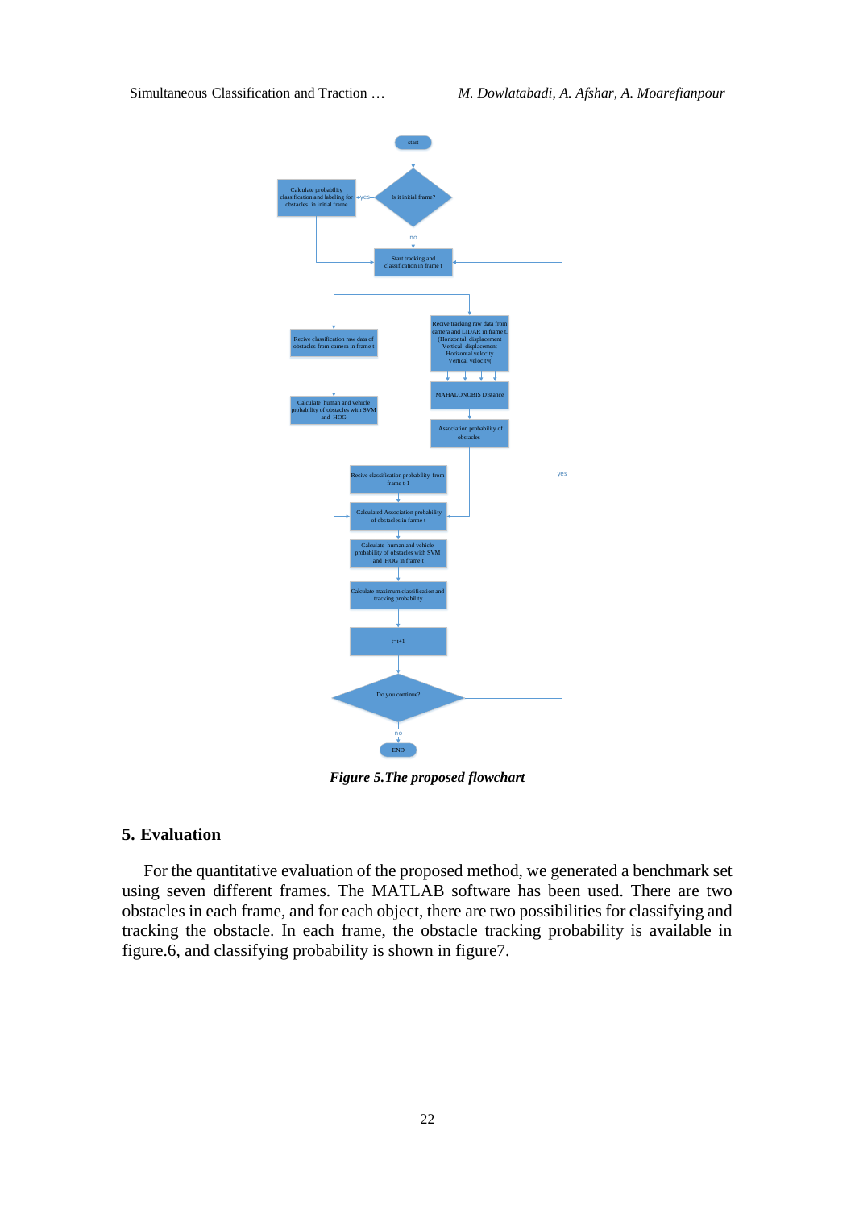*Figure 5.The proposed flowchart*

## 5. Evaluation

For the quantitative evaluation of the proposed method, we generated a benchmark set using seven different frames. The MATLAB software has been used. There are two obstacles in each frame, and for each object, there are two possibilities for classifying and tracking the obstacle. In each frame, the obstacle tracking probability is available in figure.6, and classifying probability is shown in figure7.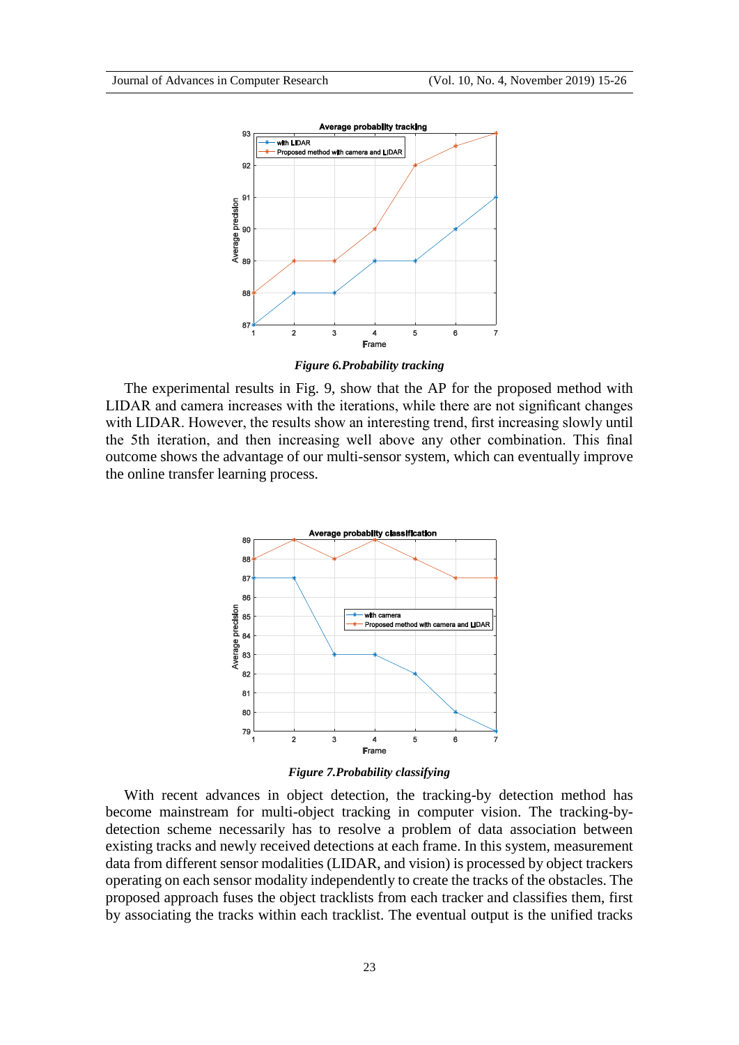*Figure 6.Probability tracking*

The experimental results in Fig. 9, show that the AP for the proposed method with LIDAR and camera increases with the iterations, while there are not significant changes with LIDAR. However, the results show an interesting trend, first increasing slowly until the 5th iteration, and then increasing well above any other combination. This final outcome shows the advantage of our multi-sensor system, which can eventually improve the online transfer learning process.

*Figure 7.Probability classifying*

With recent advances in object detection, the tracking-by detection method has become mainstream for multi-object tracking in computer vision. The tracking-by-detection scheme necessarily has to resolve a problem of data association between existing tracks and newly received detections at each frame. In this system, measurement data from different sensor modalities (LIDAR, and vision) is processed by object trackers operating on each sensor modality independently to create the tracks of the obstacles. The proposed approach fuses the object tracklists from each tracker and classifies them, first by associating the tracks within each tracklist. The eventual output is the unified tracks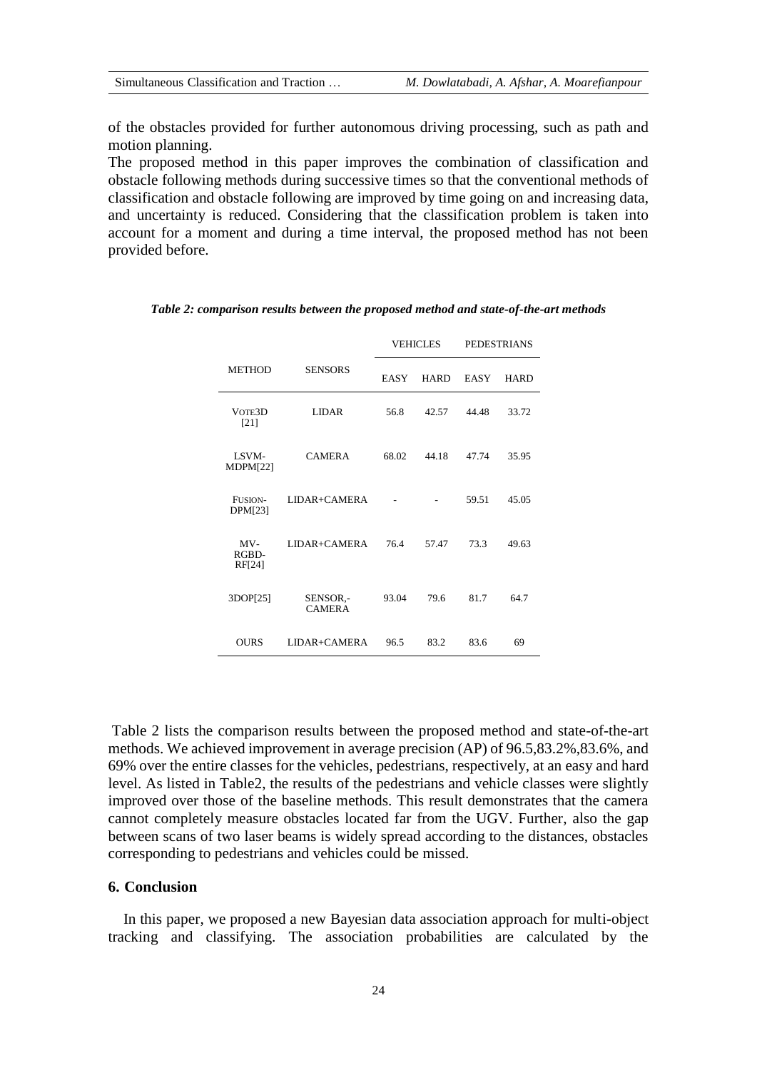of the obstacles provided for further autonomous driving processing, such as path and motion planning.

The proposed method in this paper improves the combination of classification and obstacle following methods during successive times so that the conventional methods of classification and obstacle following are improved by time going on and increasing data, and uncertainty is reduced. Considering that the classification problem is taken into account for a moment and during a time interval, the proposed method has not been provided before.

***Table 2: comparison results between the proposed method and state-of-the-art methods***

| METHOD | SENSORS | VEHICLES | | PEDESTRIANS | |
|---|---|---|---|---|---|
| | | EASY | HARD | EASY | HARD |
| VOTE3D [21] | LIDAR | 56.8 | 42.57 | 44.48 | 33.72 |
| LSVM-MDPM[22] | CAMERA | 68.02 | 44.18 | 47.74 | 35.95 |
| FUSION-DPM[23] | LIDAR+CAMERA | - | - | 59.51 | 45.05 |
| MV-RGBD-RF[24] | LIDAR+CAMERA | 76.4 | 57.47 | 73.3 | 49.63 |
| 3DOP[25] | SENSOR,-CAMERA | 93.04 | 79.6 | 81.7 | 64.7 |
| OURS | LIDAR+CAMERA | 96.5 | 83.2 | 83.6 | 69 |

Table 2 lists the comparison results between the proposed method and state-of-the-art methods. We achieved improvement in average precision (AP) of 96.5,83.2%,83.6%, and 69% over the entire classes for the vehicles, pedestrians, respectively, at an easy and hard level. As listed in Table2, the results of the pedestrians and vehicle classes were slightly improved over those of the baseline methods. This result demonstrates that the camera cannot completely measure obstacles located far from the UGV. Further, also the gap between scans of two laser beams is widely spread according to the distances, obstacles corresponding to pedestrians and vehicles could be missed.

## 6. Conclusion

In this paper, we proposed a new Bayesian data association approach for multi-object tracking and classifying. The association probabilities are calculated by the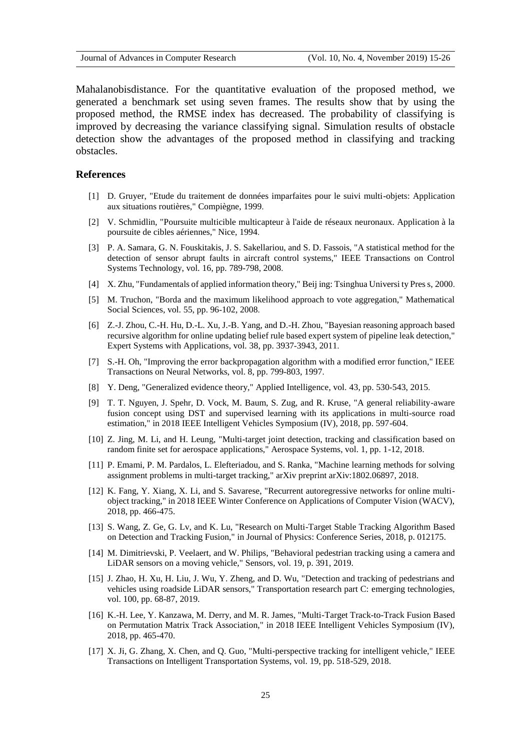Mahalanobisdistance. For the quantitative evaluation of the proposed method, we generated a benchmark set using seven frames. The results show that by using the proposed method, the RMSE index has decreased. The probability of classifying is improved by decreasing the variance classifying signal. Simulation results of obstacle detection show the advantages of the proposed method in classifying and tracking obstacles.

## References

[1] D. Gruyer, "Etude du traitement de données imparfaites pour le suivi multi-objets: Application aux situations routières," Compiègne, 1999.

[2] V. Schmidlin, "Poursuite multicible multicapteur à l'aide de réseaux neuronaux. Application à la poursuite de cibles aériennes," Nice, 1994.

[3] P. A. Samara, G. N. Fouskitakis, J. S. Sakellariou, and S. D. Fassois, "A statistical method for the detection of sensor abrupt faults in aircraft control systems," IEEE Transactions on Control Systems Technology, vol. 16, pp. 789-798, 2008.

[4] X. Zhu, "Fundamentals of applied information theory," Beij ing: Tsinghua Universi ty Pres s, 2000.

[5] M. Truchon, "Borda and the maximum likelihood approach to vote aggregation," Mathematical Social Sciences, vol. 55, pp. 96-102, 2008.

[6] Z.-J. Zhou, C.-H. Hu, D.-L. Xu, J.-B. Yang, and D.-H. Zhou, "Bayesian reasoning approach based recursive algorithm for online updating belief rule based expert system of pipeline leak detection," Expert Systems with Applications, vol. 38, pp. 3937-3943, 2011.

[7] S.-H. Oh, "Improving the error backpropagation algorithm with a modified error function," IEEE Transactions on Neural Networks, vol. 8, pp. 799-803, 1997.

[8] Y. Deng, "Generalized evidence theory," Applied Intelligence, vol. 43, pp. 530-543, 2015.

[9] T. T. Nguyen, J. Spehr, D. Vock, M. Baum, S. Zug, and R. Kruse, "A general reliability-aware fusion concept using DST and supervised learning with its applications in multi-source road estimation," in 2018 IEEE Intelligent Vehicles Symposium (IV), 2018, pp. 597-604.

[10] Z. Jing, M. Li, and H. Leung, "Multi-target joint detection, tracking and classification based on random finite set for aerospace applications," Aerospace Systems, vol. 1, pp. 1-12, 2018.

[11] P. Emami, P. M. Pardalos, L. Elefteriadou, and S. Ranka, "Machine learning methods for solving assignment problems in multi-target tracking," arXiv preprint arXiv:1802.06897, 2018.

[12] K. Fang, Y. Xiang, X. Li, and S. Savarese, "Recurrent autoregressive networks for online multi-object tracking," in 2018 IEEE Winter Conference on Applications of Computer Vision (WACV), 2018, pp. 466-475.

[13] S. Wang, Z. Ge, G. Lv, and K. Lu, "Research on Multi-Target Stable Tracking Algorithm Based on Detection and Tracking Fusion," in Journal of Physics: Conference Series, 2018, p. 012175.

[14] M. Dimitrievski, P. Veelaert, and W. Philips, "Behavioral pedestrian tracking using a camera and LiDAR sensors on a moving vehicle," Sensors, vol. 19, p. 391, 2019.

[15] J. Zhao, H. Xu, H. Liu, J. Wu, Y. Zheng, and D. Wu, "Detection and tracking of pedestrians and vehicles using roadside LiDAR sensors," Transportation research part C: emerging technologies, vol. 100, pp. 68-87, 2019.

[16] K.-H. Lee, Y. Kanzawa, M. Derry, and M. R. James, "Multi-Target Track-to-Track Fusion Based on Permutation Matrix Track Association," in 2018 IEEE Intelligent Vehicles Symposium (IV), 2018, pp. 465-470.

[17] X. Ji, G. Zhang, X. Chen, and Q. Guo, "Multi-perspective tracking for intelligent vehicle," IEEE Transactions on Intelligent Transportation Systems, vol. 19, pp. 518-529, 2018.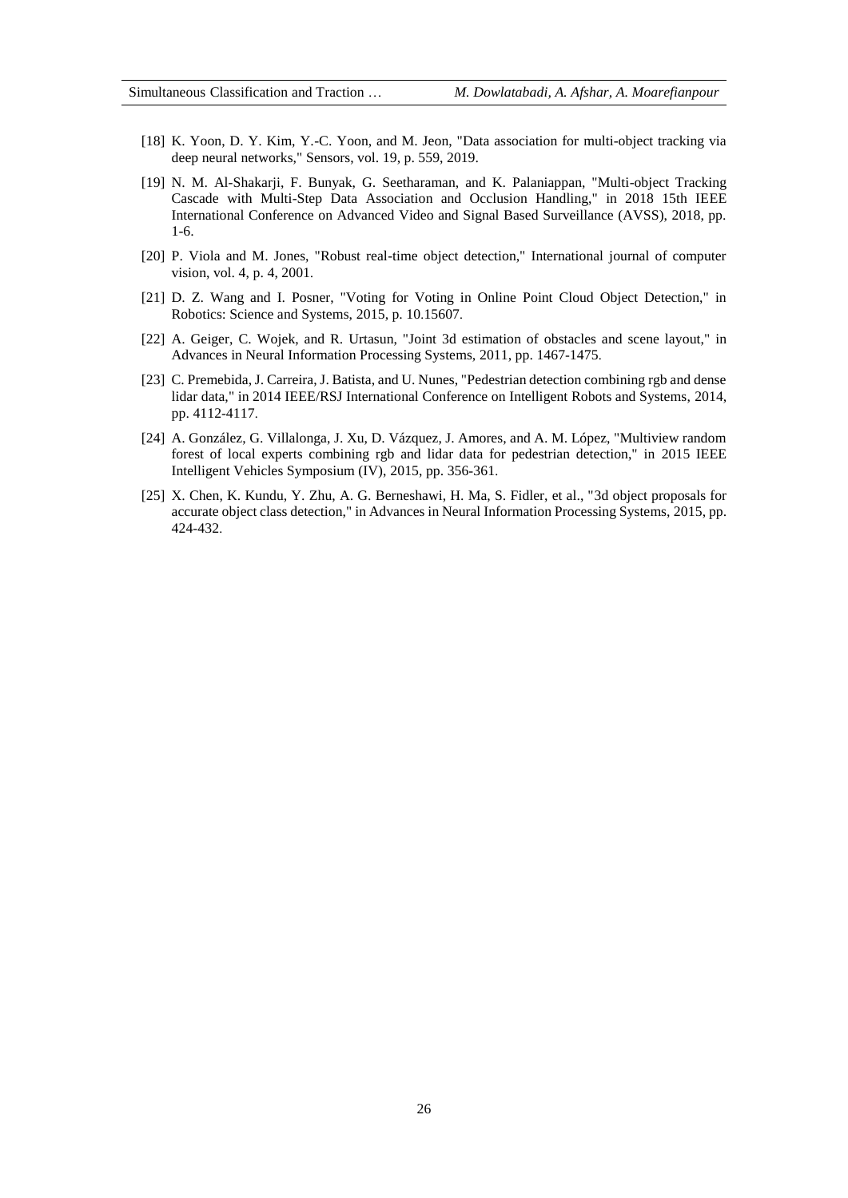[18] K. Yoon, D. Y. Kim, Y.-C. Yoon, and M. Jeon, "Data association for multi-object tracking via deep neural networks," Sensors, vol. 19, p. 559, 2019.

[19] N. M. Al-Shakarji, F. Bunyak, G. Seetharaman, and K. Palaniappan, "Multi-object Tracking Cascade with Multi-Step Data Association and Occlusion Handling," in 2018 15th IEEE International Conference on Advanced Video and Signal Based Surveillance (AVSS), 2018, pp. 1-6.

[20] P. Viola and M. Jones, "Robust real-time object detection," International journal of computer vision, vol. 4, p. 4, 2001.

[21] D. Z. Wang and I. Posner, "Voting for Voting in Online Point Cloud Object Detection," in Robotics: Science and Systems, 2015, p. 10.15607.

[22] A. Geiger, C. Wojek, and R. Urtasun, "Joint 3d estimation of obstacles and scene layout," in Advances in Neural Information Processing Systems, 2011, pp. 1467-1475.

[23] C. Premebida, J. Carreira, J. Batista, and U. Nunes, "Pedestrian detection combining rgb and dense lidar data," in 2014 IEEE/RSJ International Conference on Intelligent Robots and Systems, 2014, pp. 4112-4117.

[24] A. González, G. Villalonga, J. Xu, D. Vázquez, J. Amores, and A. M. López, "Multiview random forest of local experts combining rgb and lidar data for pedestrian detection," in 2015 IEEE Intelligent Vehicles Symposium (IV), 2015, pp. 356-361.

[25] X. Chen, K. Kundu, Y. Zhu, A. G. Berneshawi, H. Ma, S. Fidler, et al., "3d object proposals for accurate object class detection," in Advances in Neural Information Processing Systems, 2015, pp. 424-432.